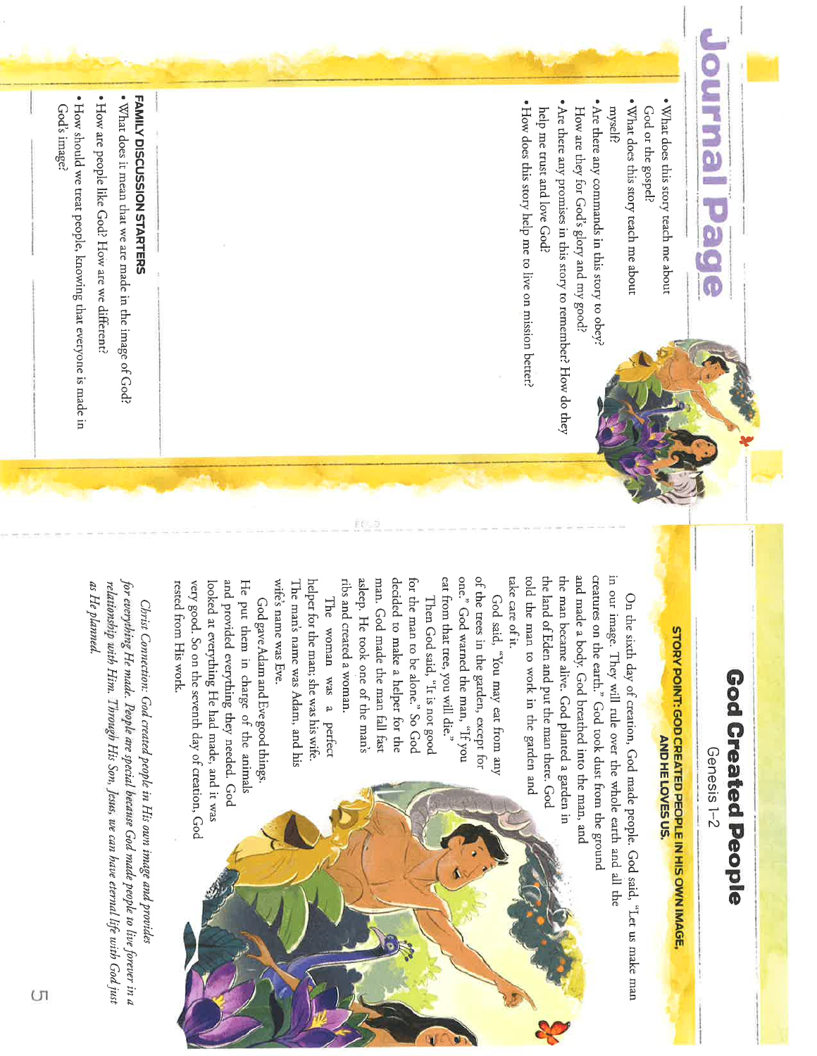# God Created People

Genesis 1–2

**STORY POINT: GOD CREATED PEOPLE IN HIS OWN IMAGE, AND HE LOVES US.**

On the sixth day of creation, God made people. God said, "Let us make man in our image. They will rule over the whole earth and all the creatures on the earth." God took dust from the ground and made a body. God breathed into the man, and the man became alive. God planted a garden in the land of Eden and put the man there. God told the man to work in the garden and take care of it.

God said, "You may eat from any of the trees in the garden, except for one." God warned the man, "If you eat from that tree, you will die."

Then God said, "It is not good for the man to be alone." So God decided to make a helper for the man. God made the man fall fast asleep. He took one of the man's ribs and created a woman.

The woman was a perfect helper for the man; she was his wife. The man's name was Adam, and his wife's name was Eve.

God gave Adam and Eve good things. He put them in charge of the animals and provided everything they needed. God looked at everything He had made, and it was very good. So on the seventh day of creation, God rested from His work.

*Christ Connection: God created people in His own image and provides for everything He made. People are special because God made people to live forever in a relationship with Him. Through His Son, Jesus, we can have eternal life with God just as He planned.*

# Journal Page

- What does this story teach me about God or the gospel?
- What does this story teach me about myself?
- Are there any commands in this story to obey? How are they for God's glory and my good?
- Are there any promises in this story to remember? How do they help me trust and love God?
- How does this story help me to live on mission better?

**FAMILY DISCUSSION STARTERS**

- What does it mean that we are made in the image of God?
- How are people like God? How are we different?
- How should we treat people, knowing that everyone is made in God's image?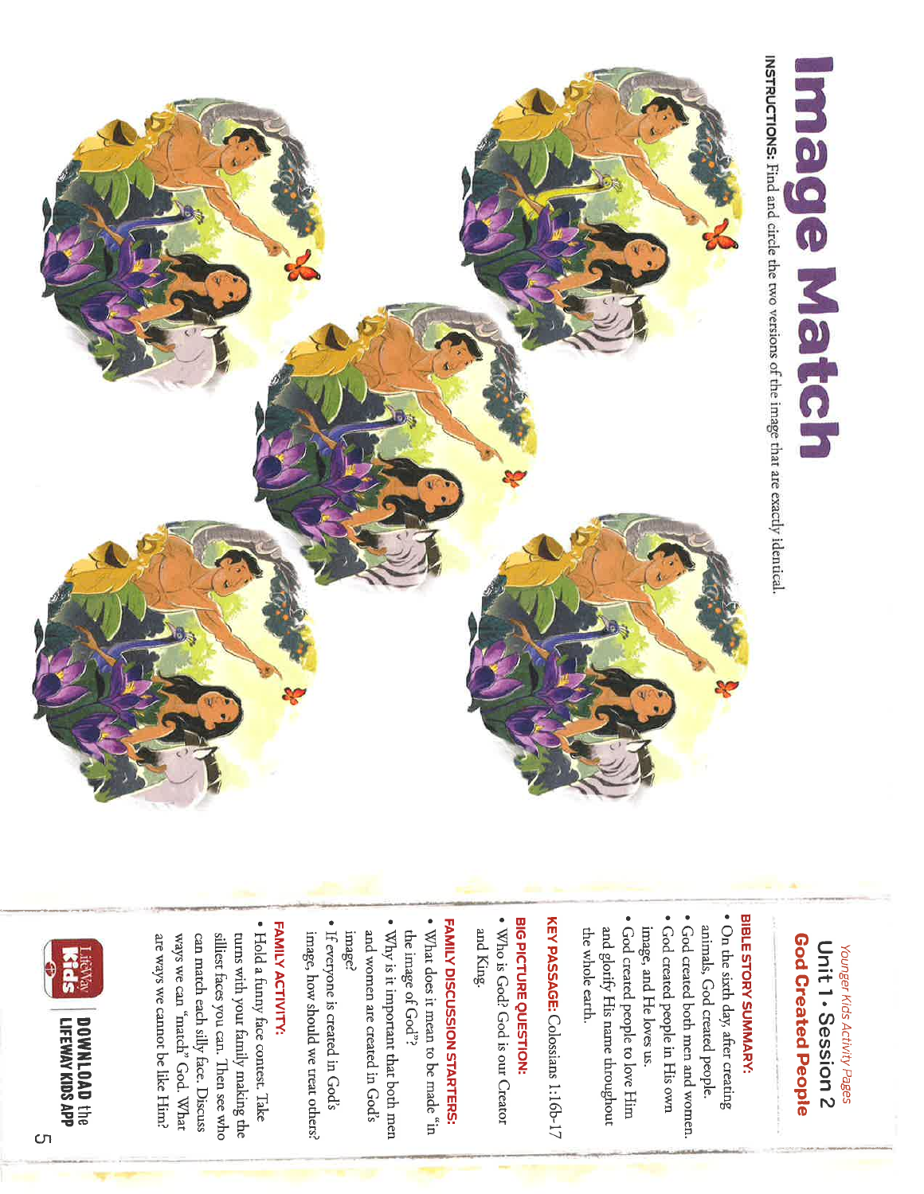# Image Match

**INSTRUCTIONS:** Find and circle the two versions of the image that are exactly identical.

*Younger Kids Activity Pages*

## Unit 1 • Session 2
## God Created People

**BIBLE STORY SUMMARY:**

- On the sixth day, after creating animals, God created people.
- God created both men and women.
- God created people in His own image, and He loves us.
- God created people to love Him and glorify His name throughout the whole earth.

**KEY PASSAGE:** Colossians 1:16b-17

**BIG PICTURE QUESTION:**

- Who is God? God is our Creator and King.

**FAMILY DISCUSSION STARTERS:**

- What does it mean to be made "in the image of God"?
- Why is it important that both men and women are created in God's image?
- If everyone is created in God's image, how should we treat others?

**FAMILY ACTIVITY:**

- Hold a funny face contest. Take turns with your family making the silliest faces you can. Then see who can match each silly face. Discuss ways we can "match" God. What are ways we cannot be like Him?

LifeWay Kids | **DOWNLOAD the LIFEWAY KIDS APP**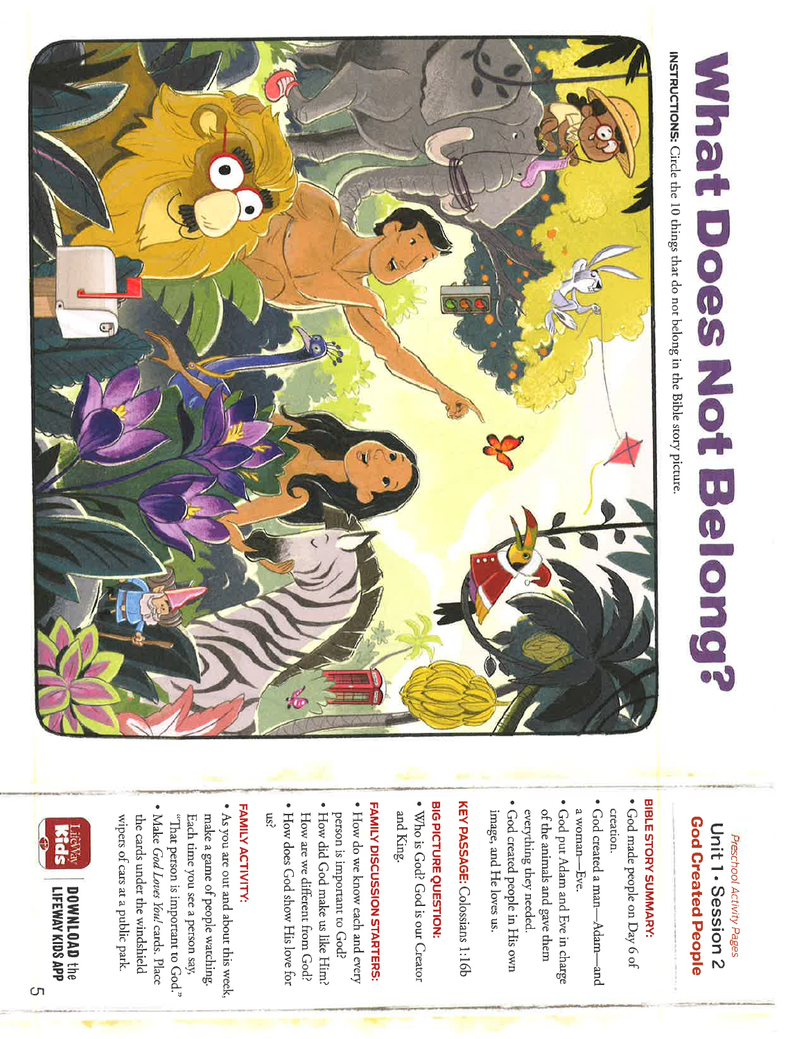# What Does Not Belong?

**INSTRUCTIONS:** Circle the 10 things that do not belong in the Bible story picture.

*Preschool Activity Pages*

## Unit 1 • Session 2
## God Created People

**BIBLE STORY SUMMARY:**

- God made people on Day 6 of creation.
- God created a man—Adam—and a woman—Eve.
- God put Adam and Eve in charge of the animals and gave them everything they needed.
- God created people in His own image, and He loves us.

**KEY PASSAGE:** Colossians 1:16b

**BIG PICTURE QUESTION:**

- Who is God? God is our Creator and King.

**FAMILY DISCUSSION STARTERS:**

- How do we know each and every person is important to God?
- How did God make us like Him? How are we different from God?
- How does God show His love for us?

**FAMILY ACTIVITY:**

- As you are out and about this week, make a game of people watching. Each time you see a person say, "That person is important to God."
- Make *God Loves You!* cards. Place the cards under the windshield wipers of cars at a public park.

LifeWay Kids

**DOWNLOAD** the **LIFEWAY KIDS APP**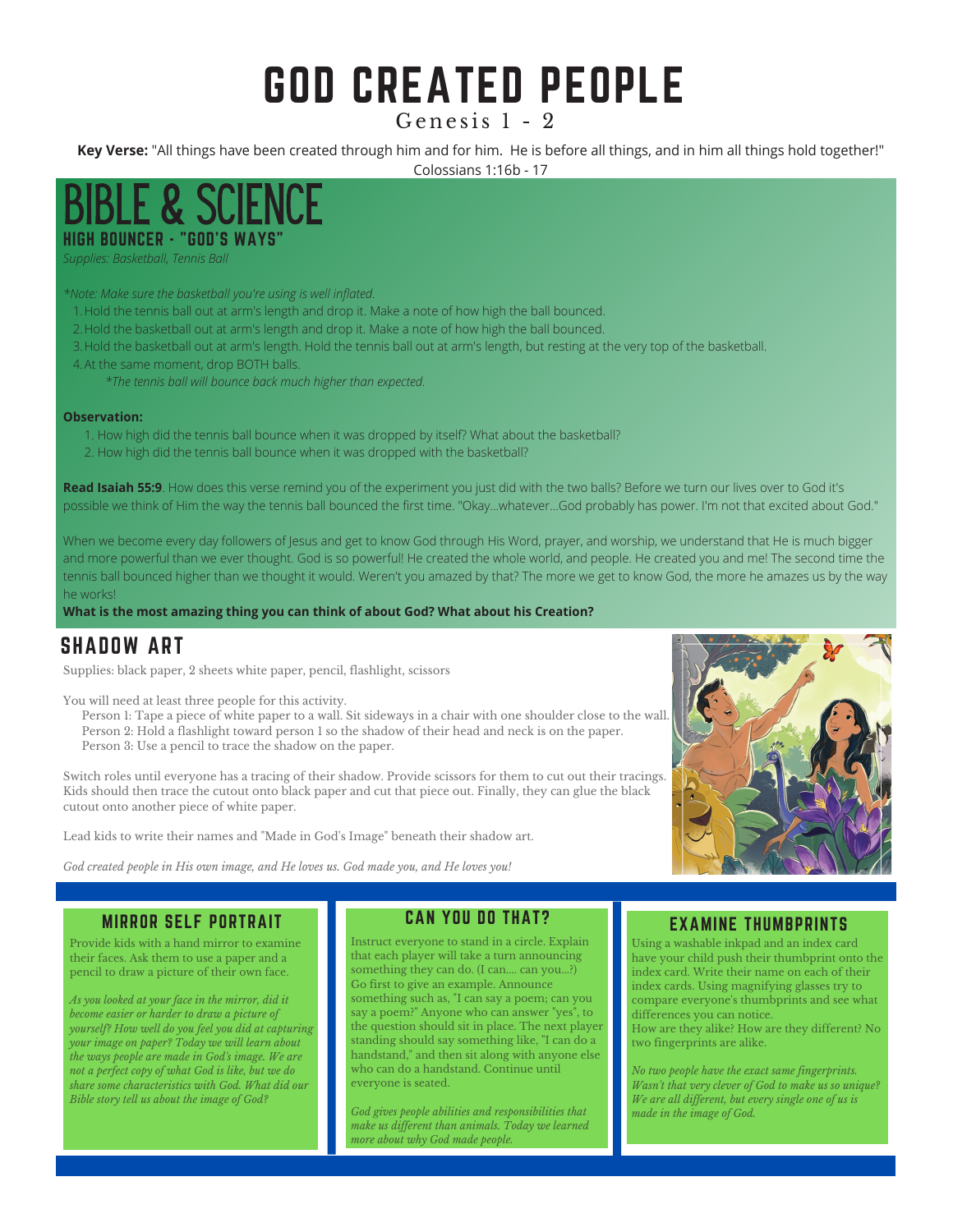# GOD CREATED PEOPLE

Genesis 1 - 2

**Key Verse:** "All things have been created through him and for him. He is before all things, and in him all things hold together!" Colossians 1:16b - 17

## BIBLE & SCIENCE

### HIGH BOUNCER - "GOD'S WAYS"

*Supplies: Basketball, Tennis Ball*

*\*Note: Make sure the basketball you're using is well inflated.*

1. Hold the tennis ball out at arm's length and drop it. Make a note of how high the ball bounced.
2. Hold the basketball out at arm's length and drop it. Make a note of how high the ball bounced.
3. Hold the basketball out at arm's length. Hold the tennis ball out at arm's length, but resting at the very top of the basketball.
4. At the same moment, drop BOTH balls.

    *\*The tennis ball will bounce back much higher than expected.*

**Observation:**

1. How high did the tennis ball bounce when it was dropped by itself? What about the basketball?
2. How high did the tennis ball bounce when it was dropped with the basketball?

**Read Isaiah 55:9**. How does this verse remind you of the experiment you just did with the two balls? Before we turn our lives over to God it's possible we think of Him the way the tennis ball bounced the first time. "Okay...whatever...God probably has power. I'm not that excited about God."

When we become every day followers of Jesus and get to know God through His Word, prayer, and worship, we understand that He is much bigger and more powerful than we ever thought. God is so powerful! He created the whole world, and people. He created you and me! The second time the tennis ball bounced higher than we thought it would. Weren't you amazed by that? The more we get to know God, the more he amazes us by the way he works!

**What is the most amazing thing you can think of about God? What about his Creation?**

## SHADOW ART

Supplies: black paper, 2 sheets white paper, pencil, flashlight, scissors

You will need at least three people for this activity.

Person 1: Tape a piece of white paper to a wall. Sit sideways in a chair with one shoulder close to the wall.
Person 2: Hold a flashlight toward person 1 so the shadow of their head and neck is on the paper.
Person 3: Use a pencil to trace the shadow on the paper.

Switch roles until everyone has a tracing of their shadow. Provide scissors for them to cut out their tracings. Kids should then trace the cutout onto black paper and cut that piece out. Finally, they can glue the black cutout onto another piece of white paper.

Lead kids to write their names and "Made in God's Image" beneath their shadow art.

*God created people in His own image, and He loves us. God made you, and He loves you!*

## MIRROR SELF PORTRAIT

Provide kids with a hand mirror to examine their faces. Ask them to use a paper and a pencil to draw a picture of their own face.

*As you looked at your face in the mirror, did it become easier or harder to draw a picture of yourself? How well do you feel you did at capturing your image on paper? Today we will learn about the ways people are made in God's image. We are not a perfect copy of what God is like, but we do share some characteristics with God. What did our Bible story tell us about the image of God?*

## CAN YOU DO THAT?

Instruct everyone to stand in a circle. Explain that each player will take a turn announcing something they can do. (I can.... can you...?) Go first to give an example. Announce something such as, "I can say a poem; can you say a poem?" Anyone who can answer "yes", to the question should sit in place. The next player standing should say something like, "I can do a handstand," and then sit along with anyone else who can do a handstand. Continue until everyone is seated.

*God gives people abilities and responsibilities that make us different than animals. Today we learned more about why God made people.*

## EXAMINE THUMBPRINTS

Using a washable inkpad and an index card have your child push their thumbprint onto the index card. Write their name on each of their index cards. Using magnifying glasses try to compare everyone's thumbprints and see what differences you can notice.
How are they alike? How are they different? No two fingerprints are alike.

*No two people have the exact same fingerprints. Wasn't that very clever of God to make us so unique? We are all different, but every single one of us is made in the image of God.*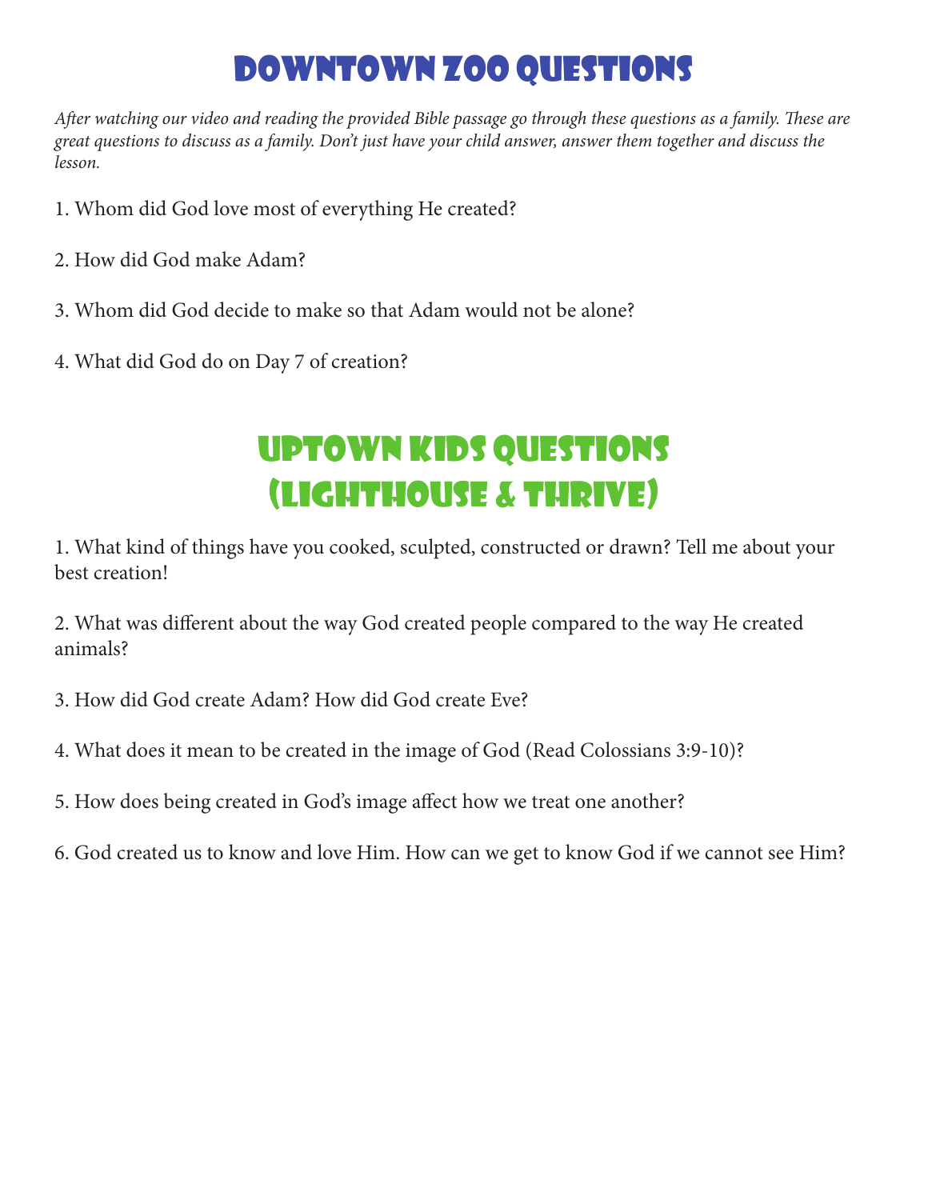# Downtown Zoo Questions

*After watching our video and reading the provided Bible passage go through these questions as a family. These are great questions to discuss as a family. Don't just have your child answer, answer them together and discuss the lesson.*

1. Whom did God love most of everything He created?

2. How did God make Adam?

3. Whom did God decide to make so that Adam would not be alone?

4. What did God do on Day 7 of creation?

# Uptown Kids Questions (Lighthouse & Thrive)

1. What kind of things have you cooked, sculpted, constructed or drawn? Tell me about your best creation!

2. What was different about the way God created people compared to the way He created animals?

3. How did God create Adam? How did God create Eve?

4. What does it mean to be created in the image of God (Read Colossians 3:9-10)?

5. How does being created in God's image affect how we treat one another?

6. God created us to know and love Him. How can we get to know God if we cannot see Him?